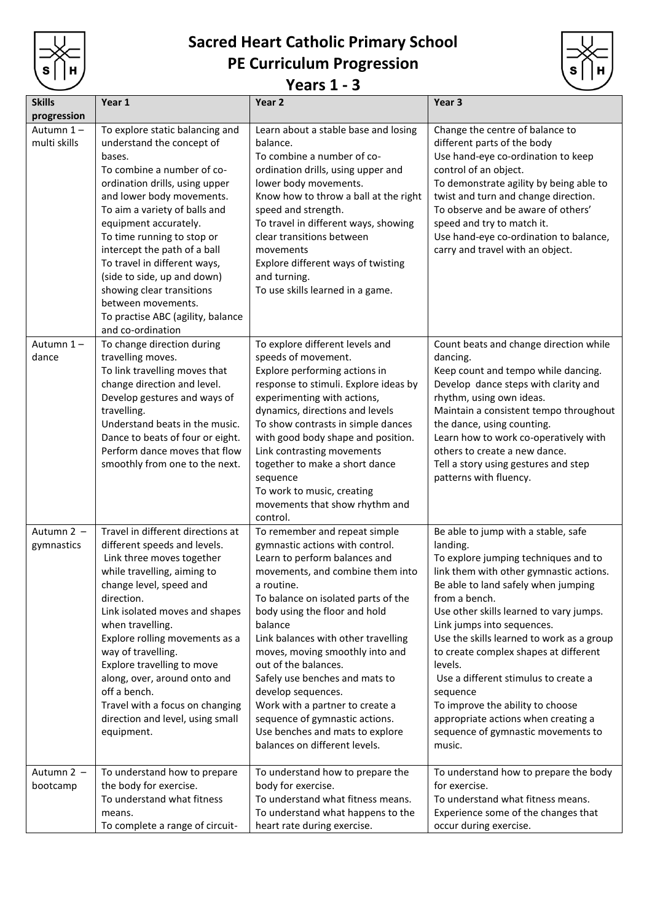# Sacred Heart Catholic Primary School

## PE Curriculum Progression

## Years 1 - 3

| Skills progression | Year 1 | Year 2 | Year 3 |
|---|---|---|---|
| Autumn 1 – multi skills | To explore static balancing and understand the concept of bases.<br>To combine a number of co-ordination drills, using upper and lower body movements.<br>To aim a variety of balls and equipment accurately.<br>To time running to stop or intercept the path of a ball<br>To travel in different ways, (side to side, up and down) showing clear transitions between movements.<br>To practise ABC (agility, balance and co-ordination | Learn about a stable base and losing balance.<br>To combine a number of co-ordination drills, using upper and lower body movements.<br>Know how to throw a ball at the right speed and strength.<br>To travel in different ways, showing clear transitions between movements<br>Explore different ways of twisting and turning.<br>To use skills learned in a game. | Change the centre of balance to different parts of the body<br>Use hand-eye co-ordination to keep control of an object.<br>To demonstrate agility by being able to twist and turn and change direction.<br>To observe and be aware of others' speed and try to match it.<br>Use hand-eye co-ordination to balance, carry and travel with an object. |
| Autumn 1 – dance | To change direction during travelling moves.<br>To link travelling moves that change direction and level.<br>Develop gestures and ways of travelling.<br>Understand beats in the music.<br>Dance to beats of four or eight.<br>Perform dance moves that flow smoothly from one to the next. | To explore different levels and speeds of movement.<br>Explore performing actions in response to stimuli. Explore ideas by experimenting with actions, dynamics, directions and levels<br>To show contrasts in simple dances with good body shape and position.<br>Link contrasting movements together to make a short dance sequence<br>To work to music, creating movements that show rhythm and control. | Count beats and change direction while dancing.<br>Keep count and tempo while dancing.<br>Develop dance steps with clarity and rhythm, using own ideas.<br>Maintain a consistent tempo throughout the dance, using counting.<br>Learn how to work co-operatively with others to create a new dance.<br>Tell a story using gestures and step patterns with fluency. |
| Autumn 2 – gymnastics | Travel in different directions at different speeds and levels.<br>Link three moves together while travelling, aiming to change level, speed and direction.<br>Link isolated moves and shapes when travelling.<br>Explore rolling movements as a way of travelling.<br>Explore travelling to move along, over, around onto and off a bench.<br>Travel with a focus on changing direction and level, using small equipment. | To remember and repeat simple gymnastic actions with control.<br>Learn to perform balances and movements, and combine them into a routine.<br>To balance on isolated parts of the body using the floor and hold balance<br>Link balances with other travelling moves, moving smoothly into and out of the balances.<br>Safely use benches and mats to develop sequences.<br>Work with a partner to create a sequence of gymnastic actions.<br>Use benches and mats to explore balances on different levels. | Be able to jump with a stable, safe landing.<br>To explore jumping techniques and to link them with other gymnastic actions.<br>Be able to land safely when jumping from a bench.<br>Use other skills learned to vary jumps.<br>Link jumps into sequences.<br>Use the skills learned to work as a group to create complex shapes at different levels.<br>Use a different stimulus to create a sequence<br>To improve the ability to choose appropriate actions when creating a sequence of gymnastic movements to music. |
| Autumn 2 – bootcamp | To understand how to prepare the body for exercise.<br>To understand what fitness means.<br>To complete a range of circuit- | To understand how to prepare the body for exercise.<br>To understand what fitness means.<br>To understand what happens to the heart rate during exercise. | To understand how to prepare the body for exercise.<br>To understand what fitness means.<br>Experience some of the changes that occur during exercise. |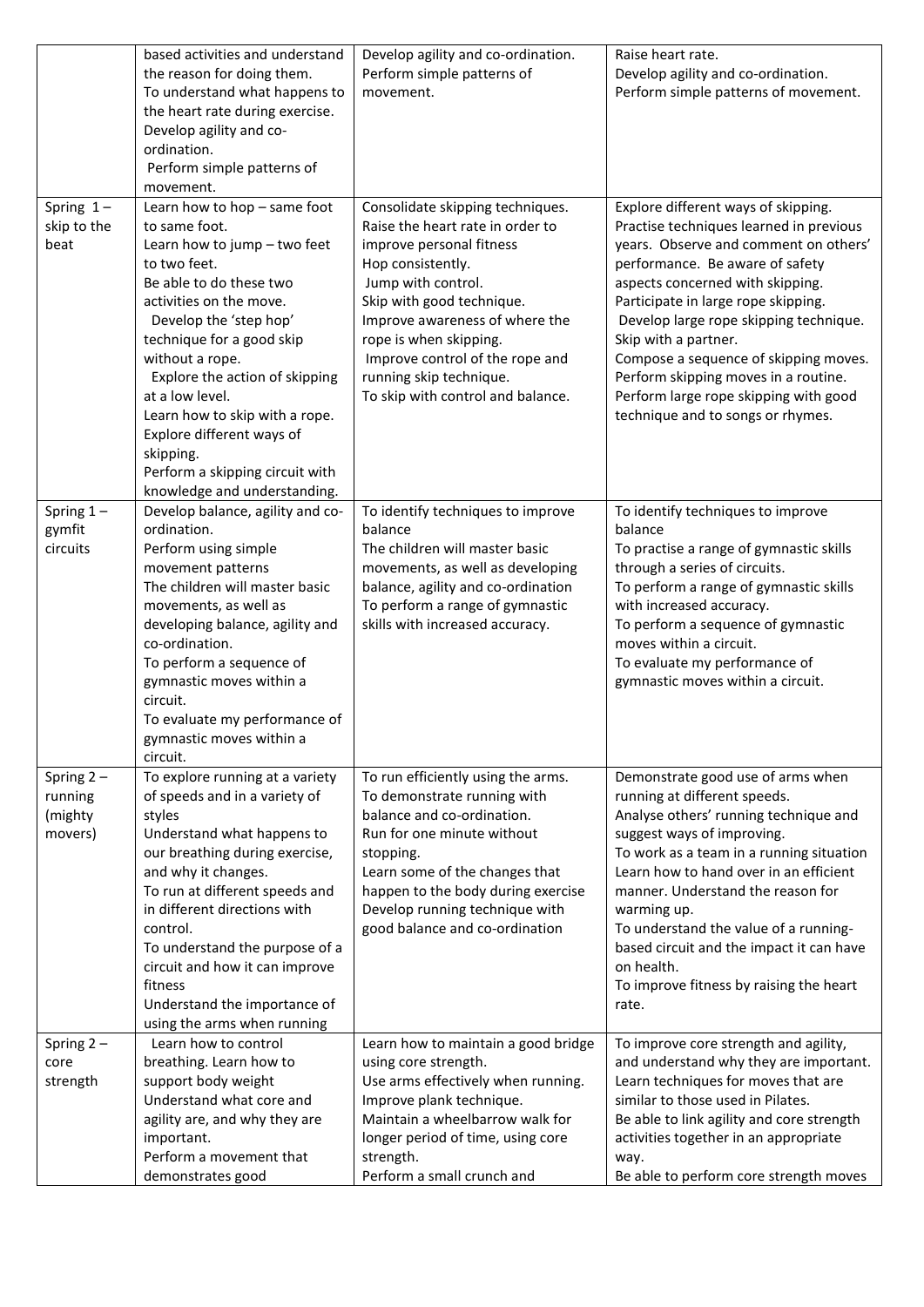| | | | |
|---|---|---|---|
| | based activities and understand the reason for doing them.<br>To understand what happens to the heart rate during exercise.<br>Develop agility and co-ordination.<br>Perform simple patterns of movement. | Develop agility and co-ordination.<br>Perform simple patterns of movement. | Raise heart rate.<br>Develop agility and co-ordination.<br>Perform simple patterns of movement. |
| Spring 1 – skip to the beat | Learn how to hop – same foot to same foot.<br>Learn how to jump – two feet to two feet.<br>Be able to do these two activities on the move.<br>Develop the 'step hop' technique for a good skip without a rope.<br>Explore the action of skipping at a low level.<br>Learn how to skip with a rope.<br>Explore different ways of skipping.<br>Perform a skipping circuit with knowledge and understanding. | Consolidate skipping techniques.<br>Raise the heart rate in order to improve personal fitness<br>Hop consistently.<br>Jump with control.<br>Skip with good technique.<br>Improve awareness of where the rope is when skipping.<br>Improve control of the rope and running skip technique.<br>To skip with control and balance. | Explore different ways of skipping.<br>Practise techniques learned in previous years. Observe and comment on others' performance. Be aware of safety aspects concerned with skipping.<br>Participate in large rope skipping.<br>Develop large rope skipping technique.<br>Skip with a partner.<br>Compose a sequence of skipping moves.<br>Perform skipping moves in a routine.<br>Perform large rope skipping with good technique and to songs or rhymes. |
| Spring 1 – gymfit circuits | Develop balance, agility and co-ordination.<br>Perform using simple movement patterns<br>The children will master basic movements, as well as developing balance, agility and co-ordination.<br>To perform a sequence of gymnastic moves within a circuit.<br>To evaluate my performance of gymnastic moves within a circuit. | To identify techniques to improve balance<br>The children will master basic movements, as well as developing balance, agility and co-ordination<br>To perform a range of gymnastic skills with increased accuracy. | To identify techniques to improve balance<br>To practise a range of gymnastic skills through a series of circuits.<br>To perform a range of gymnastic skills with increased accuracy.<br>To perform a sequence of gymnastic moves within a circuit.<br>To evaluate my performance of gymnastic moves within a circuit. |
| Spring 2 – running (mighty movers) | To explore running at a variety of speeds and in a variety of styles<br>Understand what happens to our breathing during exercise, and why it changes.<br>To run at different speeds and in different directions with control.<br>To understand the purpose of a circuit and how it can improve fitness<br>Understand the importance of using the arms when running | To run efficiently using the arms.<br>To demonstrate running with balance and co-ordination.<br>Run for one minute without stopping.<br>Learn some of the changes that happen to the body during exercise<br>Develop running technique with good balance and co-ordination | Demonstrate good use of arms when running at different speeds.<br>Analyse others' running technique and suggest ways of improving.<br>To work as a team in a running situation<br>Learn how to hand over in an efficient manner. Understand the reason for warming up.<br>To understand the value of a running-based circuit and the impact it can have on health.<br>To improve fitness by raising the heart rate. |
| Spring 2 – core strength | Learn how to control breathing. Learn how to support body weight<br>Understand what core and agility are, and why they are important.<br>Perform a movement that demonstrates good | Learn how to maintain a good bridge using core strength.<br>Use arms effectively when running.<br>Improve plank technique.<br>Maintain a wheelbarrow walk for longer period of time, using core strength.<br>Perform a small crunch and | To improve core strength and agility, and understand why they are important.<br>Learn techniques for moves that are similar to those used in Pilates.<br>Be able to link agility and core strength activities together in an appropriate way.<br>Be able to perform core strength moves |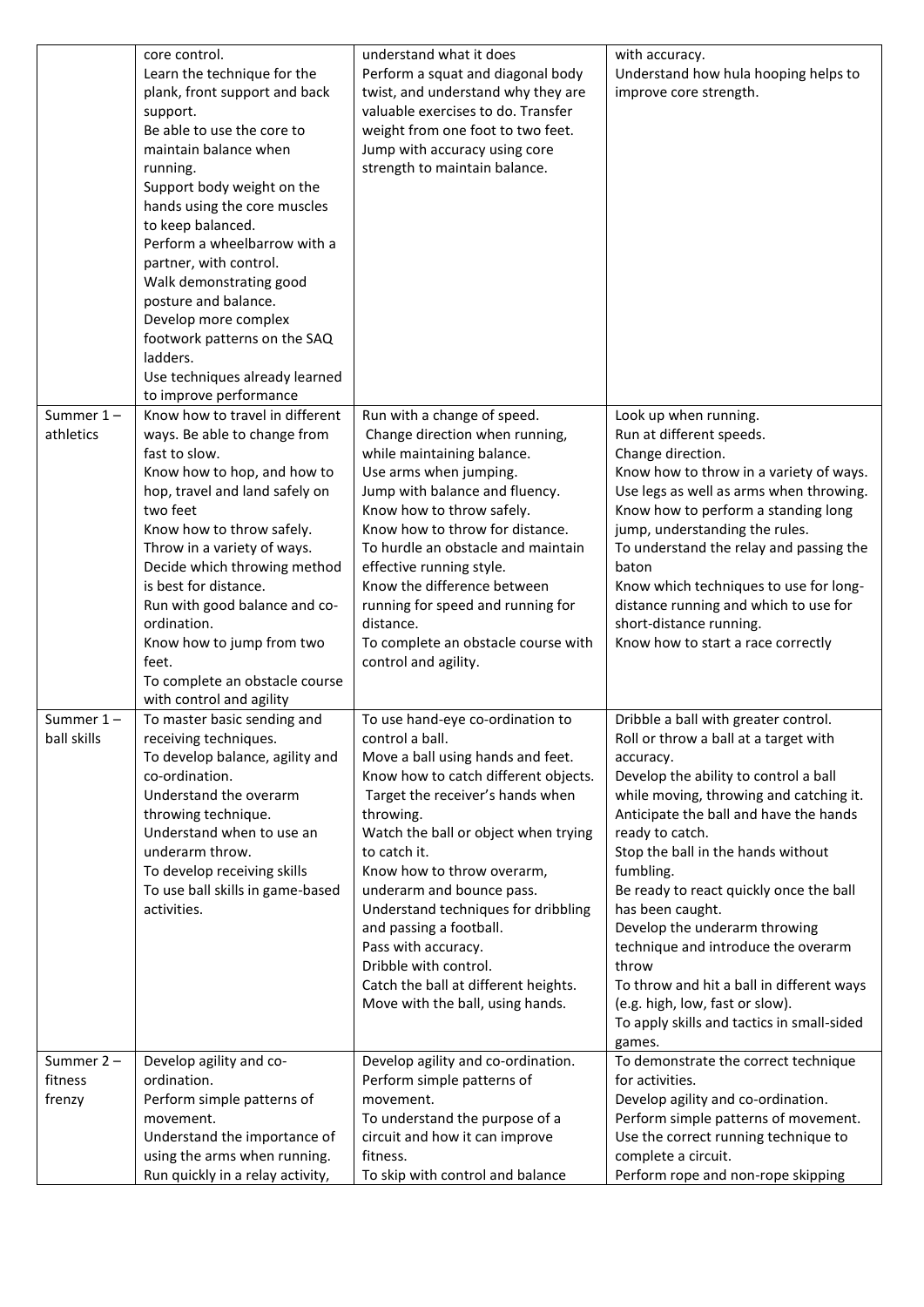| | | | |
|---|---|---|---|
| | core control.<br>Learn the technique for the plank, front support and back support.<br>Be able to use the core to maintain balance when running.<br>Support body weight on the hands using the core muscles to keep balanced.<br>Perform a wheelbarrow with a partner, with control.<br>Walk demonstrating good posture and balance.<br>Develop more complex footwork patterns on the SAQ ladders.<br>Use techniques already learned to improve performance | understand what it does<br>Perform a squat and diagonal body twist, and understand why they are valuable exercises to do. Transfer weight from one foot to two feet.<br>Jump with accuracy using core strength to maintain balance. | with accuracy.<br>Understand how hula hooping helps to improve core strength. |
| Summer 1 – athletics | Know how to travel in different ways. Be able to change from fast to slow.<br>Know how to hop, and how to hop, travel and land safely on two feet<br>Know how to throw safely.<br>Throw in a variety of ways.<br>Decide which throwing method is best for distance.<br>Run with good balance and co-ordination.<br>Know how to jump from two feet.<br>To complete an obstacle course with control and agility | Run with a change of speed.<br>Change direction when running, while maintaining balance.<br>Use arms when jumping.<br>Jump with balance and fluency.<br>Know how to throw safely.<br>Know how to throw for distance.<br>To hurdle an obstacle and maintain effective running style.<br>Know the difference between running for speed and running for distance.<br>To complete an obstacle course with control and agility. | Look up when running.<br>Run at different speeds.<br>Change direction.<br>Know how to throw in a variety of ways.<br>Use legs as well as arms when throwing.<br>Know how to perform a standing long jump, understanding the rules.<br>To understand the relay and passing the baton<br>Know which techniques to use for long-distance running and which to use for short-distance running.<br>Know how to start a race correctly |
| Summer 1 – ball skills | To master basic sending and receiving techniques.<br>To develop balance, agility and co-ordination.<br>Understand the overarm throwing technique.<br>Understand when to use an underarm throw.<br>To develop receiving skills<br>To use ball skills in game-based activities. | To use hand-eye co-ordination to control a ball.<br>Move a ball using hands and feet.<br>Know how to catch different objects.<br>Target the receiver's hands when throwing.<br>Watch the ball or object when trying to catch it.<br>Know how to throw overarm, underarm and bounce pass.<br>Understand techniques for dribbling and passing a football.<br>Pass with accuracy.<br>Dribble with control.<br>Catch the ball at different heights.<br>Move with the ball, using hands. | Dribble a ball with greater control.<br>Roll or throw a ball at a target with accuracy.<br>Develop the ability to control a ball while moving, throwing and catching it.<br>Anticipate the ball and have the hands ready to catch.<br>Stop the ball in the hands without fumbling.<br>Be ready to react quickly once the ball has been caught.<br>Develop the underarm throwing technique and introduce the overarm throw<br>To throw and hit a ball in different ways (e.g. high, low, fast or slow).<br>To apply skills and tactics in small-sided games. |
| Summer 2 – fitness frenzy | Develop agility and co-ordination.<br>Perform simple patterns of movement.<br>Understand the importance of using the arms when running.<br>Run quickly in a relay activity, | Develop agility and co-ordination.<br>Perform simple patterns of movement.<br>To understand the purpose of a circuit and how it can improve fitness.<br>To skip with control and balance | To demonstrate the correct technique for activities.<br>Develop agility and co-ordination.<br>Perform simple patterns of movement.<br>Use the correct running technique to complete a circuit.<br>Perform rope and non-rope skipping |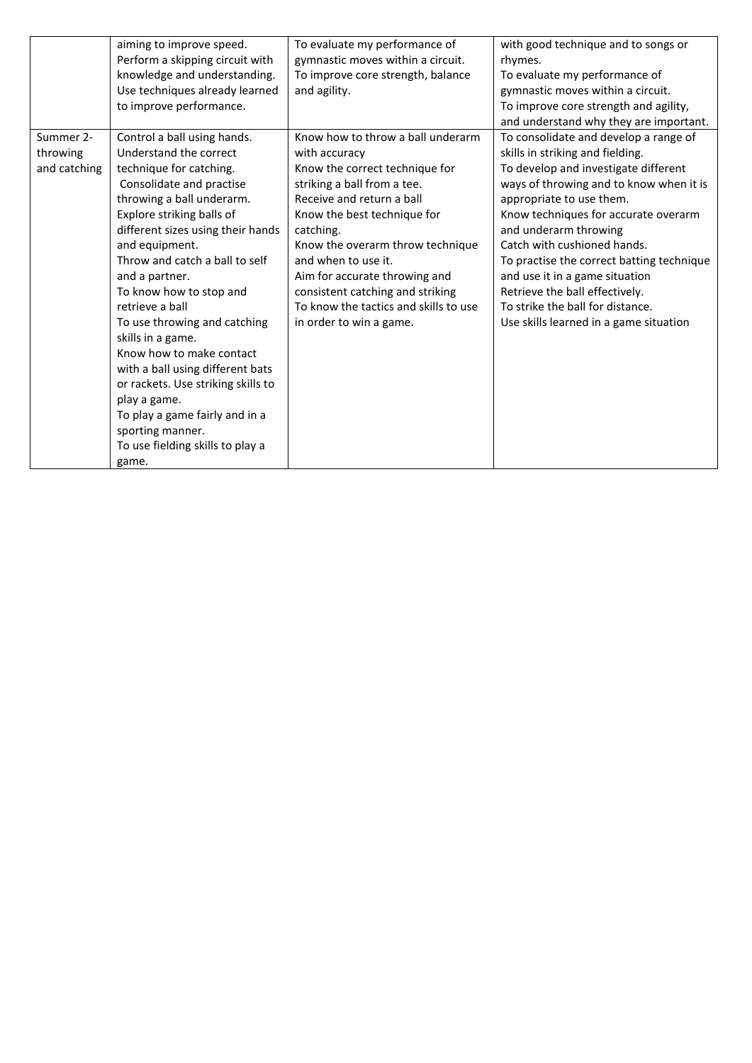| | | | |
|---|---|---|---|
| | aiming to improve speed. Perform a skipping circuit with knowledge and understanding. Use techniques already learned to improve performance. | To evaluate my performance of gymnastic moves within a circuit. To improve core strength, balance and agility. | with good technique and to songs or rhymes. To evaluate my performance of gymnastic moves within a circuit. To improve core strength and agility, and understand why they are important. |
| Summer 2- throwing and catching | Control a ball using hands. Understand the correct technique for catching. Consolidate and practise throwing a ball underarm. Explore striking balls of different sizes using their hands and equipment. Throw and catch a ball to self and a partner. To know how to stop and retrieve a ball To use throwing and catching skills in a game. Know how to make contact with a ball using different bats or rackets. Use striking skills to play a game. To play a game fairly and in a sporting manner. To use fielding skills to play a game. | Know how to throw a ball underarm with accuracy Know the correct technique for striking a ball from a tee. Receive and return a ball Know the best technique for catching. Know the overarm throw technique and when to use it. Aim for accurate throwing and consistent catching and striking To know the tactics and skills to use in order to win a game. | To consolidate and develop a range of skills in striking and fielding. To develop and investigate different ways of throwing and to know when it is appropriate to use them. Know techniques for accurate overarm and underarm throwing Catch with cushioned hands. To practise the correct batting technique and use it in a game situation Retrieve the ball effectively. To strike the ball for distance. Use skills learned in a game situation |